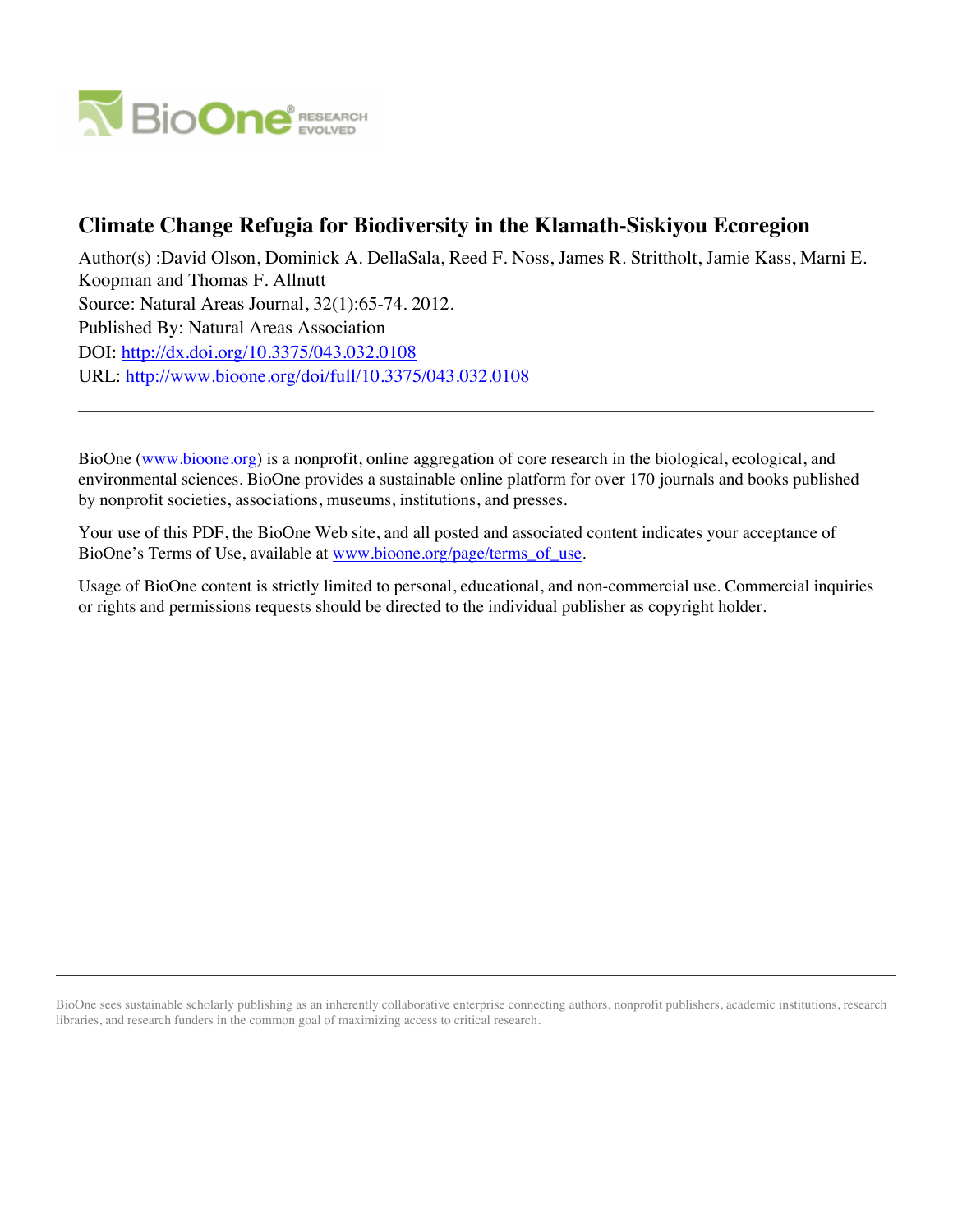# Climate Change Refugia for Biodiversity in the Klamath-Siskiyou Ecoregion

Author(s) :David Olson, Dominick A. DellaSala, Reed F. Noss, James R. Strittholt, Jamie Kass, Marni E. Koopman and Thomas F. Allnutt

Source: Natural Areas Journal, 32(1):65-74. 2012.

Published By: Natural Areas Association

DOI: http://dx.doi.org/10.3375/043.032.0108

URL: http://www.bioone.org/doi/full/10.3375/043.032.0108

---

BioOne (www.bioone.org) is a nonprofit, online aggregation of core research in the biological, ecological, and environmental sciences. BioOne provides a sustainable online platform for over 170 journals and books published by nonprofit societies, associations, museums, institutions, and presses.

Your use of this PDF, the BioOne Web site, and all posted and associated content indicates your acceptance of BioOne's Terms of Use, available at www.bioone.org/page/terms_of_use.

Usage of BioOne content is strictly limited to personal, educational, and non-commercial use. Commercial inquiries or rights and permissions requests should be directed to the individual publisher as copyright holder.

---

BioOne sees sustainable scholarly publishing as an inherently collaborative enterprise connecting authors, nonprofit publishers, academic institutions, research libraries, and research funders in the common goal of maximizing access to critical research.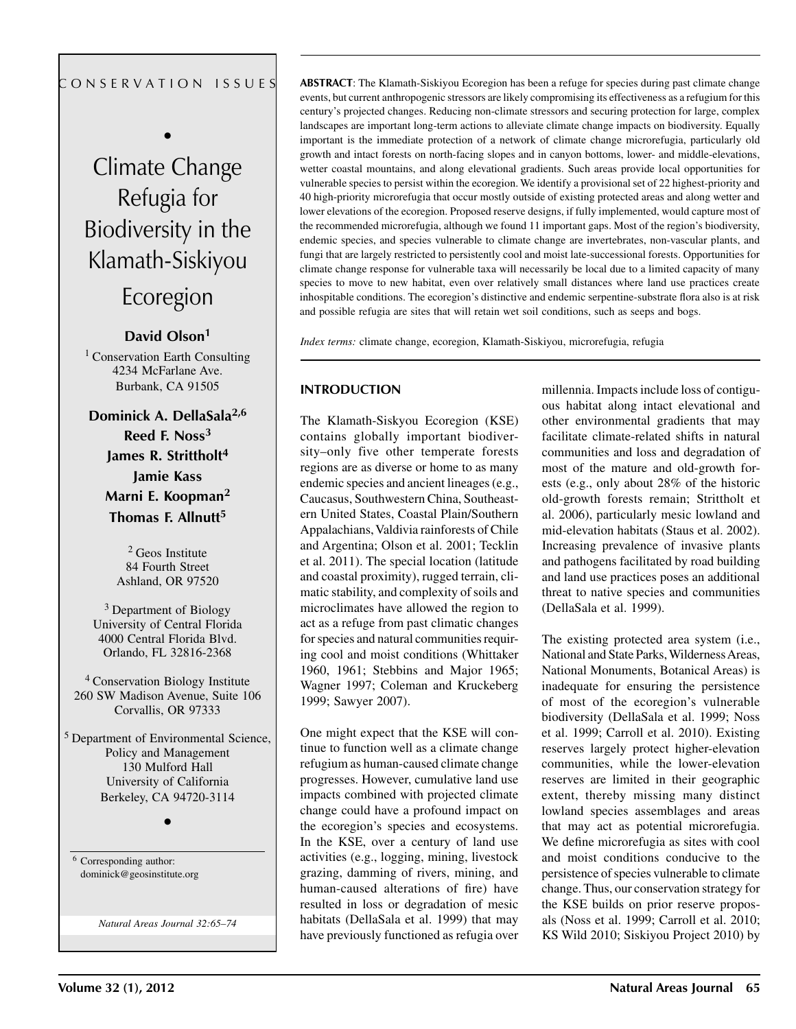CONSERVATION ISSUES

•

# Climate Change Refugia for Biodiversity in the Klamath-Siskiyou Ecoregion

**David Olson**[1]

[1] Conservation Earth Consulting
4234 McFarlane Ave.
Burbank, CA 91505

**Dominick A. DellaSala**[2,6]
**Reed F. Noss**[3]
**James R. Strittholt**[4]
**Jamie Kass**
**Marni E. Koopman**[2]
**Thomas F. Allnutt**[5]

[2] Geos Institute
84 Fourth Street
Ashland, OR 97520

[3] Department of Biology
University of Central Florida
4000 Central Florida Blvd.
Orlando, FL 32816-2368

[4] Conservation Biology Institute
260 SW Madison Avenue, Suite 106
Corvallis, OR 97333

[5] Department of Environmental Science, Policy and Management
130 Mulford Hall
University of California
Berkeley, CA 94720-3114

•

[6] Corresponding author: dominick@geosinstitute.org

*Natural Areas Journal 32:65–74*

**ABSTRACT**: The Klamath-Siskiyou Ecoregion has been a refuge for species during past climate change events, but current anthropogenic stressors are likely compromising its effectiveness as a refugium for this century's projected changes. Reducing non-climate stressors and securing protection for large, complex landscapes are important long-term actions to alleviate climate change impacts on biodiversity. Equally important is the immediate protection of a network of climate change microrefugia, particularly old growth and intact forests on north-facing slopes and in canyon bottoms, lower- and middle-elevations, wetter coastal mountains, and along elevational gradients. Such areas provide local opportunities for vulnerable species to persist within the ecoregion. We identify a provisional set of 22 highest-priority and 40 high-priority microrefugia that occur mostly outside of existing protected areas and along wetter and lower elevations of the ecoregion. Proposed reserve designs, if fully implemented, would capture most of the recommended microrefugia, although we found 11 important gaps. Most of the region's biodiversity, endemic species, and species vulnerable to climate change are invertebrates, non-vascular plants, and fungi that are largely restricted to persistently cool and moist late-successional forests. Opportunities for climate change response for vulnerable taxa will necessarily be local due to a limited capacity of many species to move to new habitat, even over relatively small distances where land use practices create inhospitable conditions. The ecoregion's distinctive and endemic serpentine-substrate flora also is at risk and possible refugia are sites that will retain wet soil conditions, such as seeps and bogs.

*Index terms:* climate change, ecoregion, Klamath-Siskiyou, microrefugia, refugia

## INTRODUCTION

The Klamath-Siskiyou Ecoregion (KSE) contains globally important biodiversity–only five other temperate forests regions are as diverse or home to as many endemic species and ancient lineages (e.g., Caucasus, Southwestern China, Southeastern United States, Coastal Plain/Southern Appalachians, Valdivia rainforests of Chile and Argentina; Olson et al. 2001; Tecklin et al. 2011). The special location (latitude and coastal proximity), rugged terrain, climatic stability, and complexity of soils and microclimates have allowed the region to act as a refuge from past climatic changes for species and natural communities requiring cool and moist conditions (Whittaker 1960, 1961; Stebbins and Major 1965; Wagner 1997; Coleman and Kruckeberg 1999; Sawyer 2007).

One might expect that the KSE will continue to function well as a climate change refugium as human-caused climate change progresses. However, cumulative land use impacts combined with projected climate change could have a profound impact on the ecoregion's species and ecosystems. In the KSE, over a century of land use activities (e.g., logging, mining, livestock grazing, damming of rivers, mining, and human-caused alterations of fire) have resulted in loss or degradation of mesic habitats (DellaSala et al. 1999) that may have previously functioned as refugia over millennia. Impacts include loss of contiguous habitat along intact elevational and other environmental gradients that may facilitate climate-related shifts in natural communities and loss and degradation of most of the mature and old-growth forests (e.g., only about 28% of the historic old-growth forests remain; Strittholt et al. 2006), particularly mesic lowland and mid-elevation habitats (Staus et al. 2002). Increasing prevalence of invasive plants and pathogens facilitated by road building and land use practices poses an additional threat to native species and communities (DellaSala et al. 1999).

The existing protected area system (i.e., National and State Parks, Wilderness Areas, National Monuments, Botanical Areas) is inadequate for ensuring the persistence of most of the ecoregion's vulnerable biodiversity (DellaSala et al. 1999; Noss et al. 1999; Carroll et al. 2010). Existing reserves largely protect higher-elevation communities, while the lower-elevation reserves are limited in their geographic extent, thereby missing many distinct lowland species assemblages and areas that may act as potential microrefugia. We define microrefugia as sites with cool and moist conditions conducive to the persistence of species vulnerable to climate change. Thus, our conservation strategy for the KSE builds on prior reserve proposals (Noss et al. 1999; Carroll et al. 2010; KS Wild 2010; Siskiyou Project 2010) by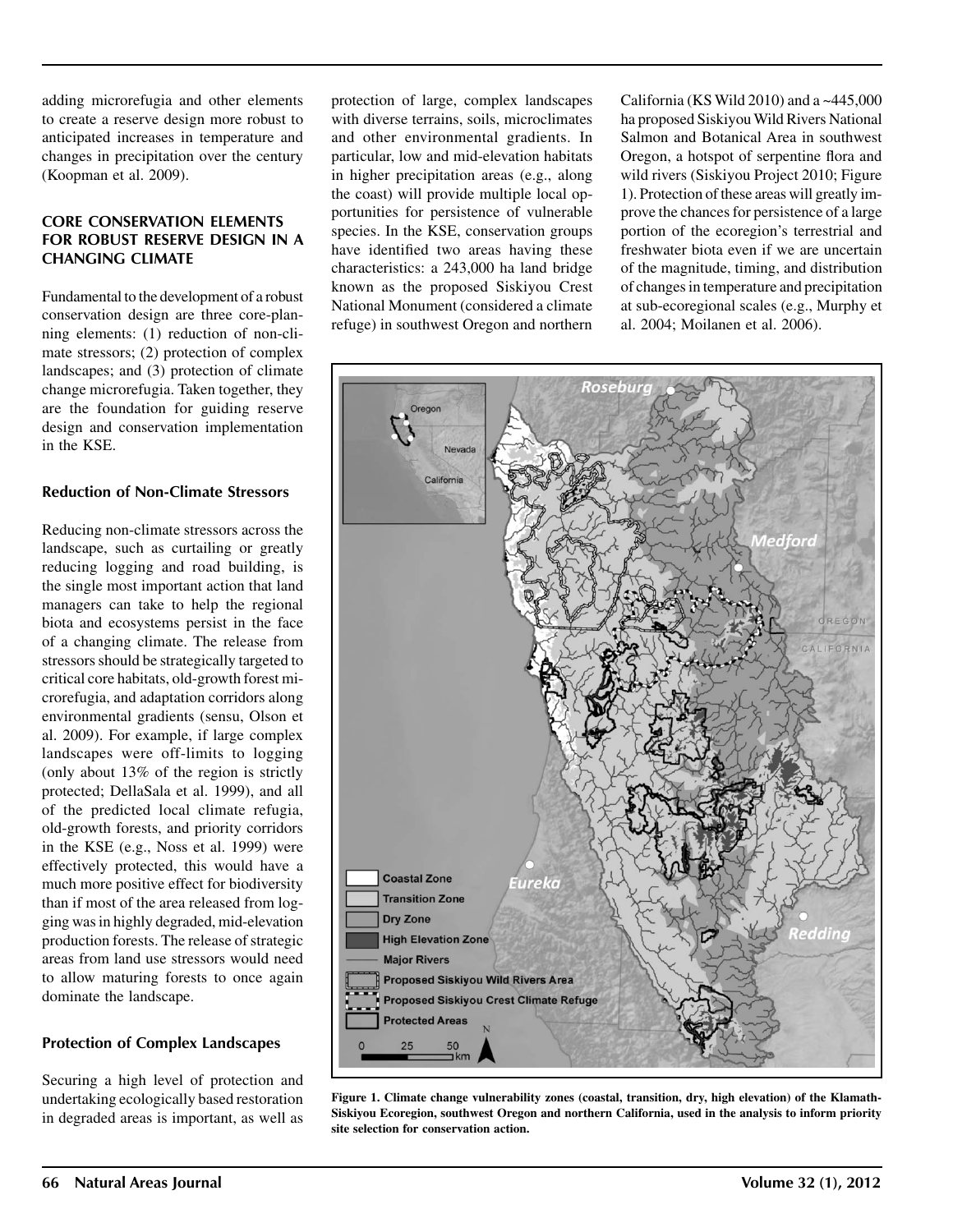adding microrefugia and other elements to create a reserve design more robust to anticipated increases in temperature and changes in precipitation over the century (Koopman et al. 2009).

## CORE CONSERVATION ELEMENTS FOR ROBUST RESERVE DESIGN IN A CHANGING CLIMATE

Fundamental to the development of a robust conservation design are three core-planning elements: (1) reduction of non-climate stressors; (2) protection of complex landscapes; and (3) protection of climate change microrefugia. Taken together, they are the foundation for guiding reserve design and conservation implementation in the KSE.

### Reduction of Non-Climate Stressors

Reducing non-climate stressors across the landscape, such as curtailing or greatly reducing logging and road building, is the single most important action that land managers can take to help the regional biota and ecosystems persist in the face of a changing climate. The release from stressors should be strategically targeted to critical core habitats, old-growth forest microrefugia, and adaptation corridors along environmental gradients (sensu, Olson et al. 2009). For example, if large complex landscapes were off-limits to logging (only about 13% of the region is strictly protected; DellaSala et al. 1999), and all of the predicted local climate refugia, old-growth forests, and priority corridors in the KSE (e.g., Noss et al. 1999) were effectively protected, this would have a much more positive effect for biodiversity than if most of the area released from logging was in highly degraded, mid-elevation production forests. The release of strategic areas from land use stressors would need to allow maturing forests to once again dominate the landscape.

### Protection of Complex Landscapes

Securing a high level of protection and undertaking ecologically based restoration in degraded areas is important, as well as protection of large, complex landscapes with diverse terrains, soils, microclimates and other environmental gradients. In particular, low and mid-elevation habitats in higher precipitation areas (e.g., along the coast) will provide multiple local opportunities for persistence of vulnerable species. In the KSE, conservation groups have identified two areas having these characteristics: a 243,000 ha land bridge known as the proposed Siskiyou Crest National Monument (considered a climate refuge) in southwest Oregon and northern California (KS Wild 2010) and a ~445,000 ha proposed Siskiyou Wild Rivers National Salmon and Botanical Area in southwest Oregon, a hotspot of serpentine flora and wild rivers (Siskiyou Project 2010; Figure 1). Protection of these areas will greatly improve the chances for persistence of a large portion of the ecoregion's terrestrial and freshwater biota even if we are uncertain of the magnitude, timing, and distribution of changes in temperature and precipitation at sub-ecoregional scales (e.g., Murphy et al. 2004; Moilanen et al. 2006).

Roseburg
Oregon
Nevada
California
Medford
OREGON
CALIFORNIA
Eureka
Redding
Coastal Zone
Transition Zone
Dry Zone
High Elevation Zone
Major Rivers
Proposed Siskiyou Wild Rivers Area
Proposed Siskiyou Crest Climate Refuge
Protected Areas
0 25 50 km
N

**Figure 1. Climate change vulnerability zones (coastal, transition, dry, high elevation) of the Klamath-Siskiyou Ecoregion, southwest Oregon and northern California, used in the analysis to inform priority site selection for conservation action.**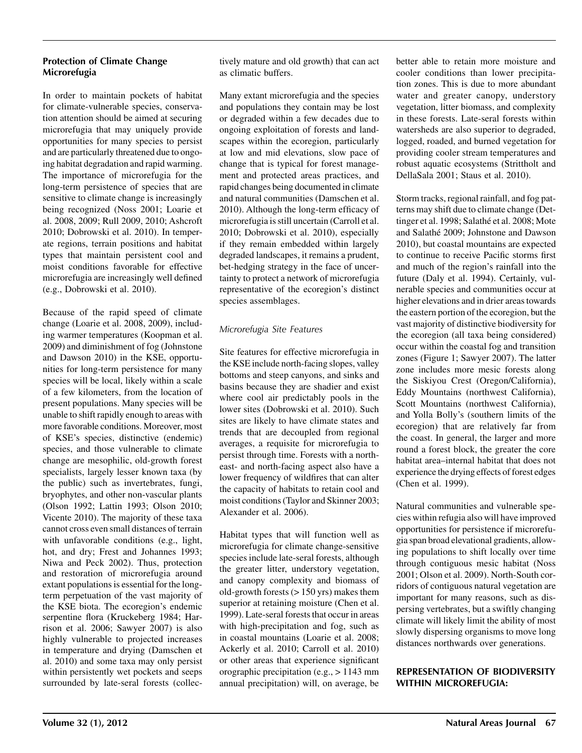### Protection of Climate Change Microrefugia

In order to maintain pockets of habitat for climate-vulnerable species, conservation attention should be aimed at securing microrefugia that may uniquely provide opportunities for many species to persist and are particularly threatened due to ongoing habitat degradation and rapid warming. The importance of microrefugia for the long-term persistence of species that are sensitive to climate change is increasingly being recognized (Noss 2001; Loarie et al. 2008, 2009; Rull 2009, 2010; Ashcroft 2010; Dobrowski et al. 2010). In temperate regions, terrain positions and habitat types that maintain persistent cool and moist conditions favorable for effective microrefugia are increasingly well defined (e.g., Dobrowski et al. 2010).

Because of the rapid speed of climate change (Loarie et al. 2008, 2009), including warmer temperatures (Koopman et al. 2009) and diminishment of fog (Johnstone and Dawson 2010) in the KSE, opportunities for long-term persistence for many species will be local, likely within a scale of a few kilometers, from the location of present populations. Many species will be unable to shift rapidly enough to areas with more favorable conditions. Moreover, most of KSE's species, distinctive (endemic) species, and those vulnerable to climate change are mesophilic, old-growth forest specialists, largely lesser known taxa (by the public) such as invertebrates, fungi, bryophytes, and other non-vascular plants (Olson 1992; Lattin 1993; Olson 2010; Vicente 2010). The majority of these taxa cannot cross even small distances of terrain with unfavorable conditions (e.g., light, hot, and dry; Frest and Johannes 1993; Niwa and Peck 2002). Thus, protection and restoration of microrefugia around extant populations is essential for the long-term perpetuation of the vast majority of the KSE biota. The ecoregion's endemic serpentine flora (Kruckeberg 1984; Harrison et al. 2006; Sawyer 2007) is also highly vulnerable to projected increases in temperature and drying (Damschen et al. 2010) and some taxa may only persist within persistently wet pockets and seeps surrounded by late-seral forests (collectively mature and old growth) that can act as climatic buffers.

Many extant microrefugia and the species and populations they contain may be lost or degraded within a few decades due to ongoing exploitation of forests and landscapes within the ecoregion, particularly at low and mid elevations, slow pace of change that is typical for forest management and protected areas practices, and rapid changes being documented in climate and natural communities (Damschen et al. 2010). Although the long-term efficacy of microrefugia is still uncertain (Carroll et al. 2010; Dobrowski et al. 2010), especially if they remain embedded within largely degraded landscapes, it remains a prudent, bet-hedging strategy in the face of uncertainty to protect a network of microrefugia representative of the ecoregion's distinct species assemblages.

#### *Microrefugia Site Features*

Site features for effective microrefugia in the KSE include north-facing slopes, valley bottoms and steep canyons, and sinks and basins because they are shadier and exist where cool air predictably pools in the lower sites (Dobrowski et al. 2010). Such sites are likely to have climate states and trends that are decoupled from regional averages, a requisite for microrefugia to persist through time. Forests with a northeast- and north-facing aspect also have a lower frequency of wildfires that can alter the capacity of habitats to retain cool and moist conditions (Taylor and Skinner 2003; Alexander et al. 2006).

Habitat types that will function well as microrefugia for climate change-sensitive species include late-seral forests, although the greater litter, understory vegetation, and canopy complexity and biomass of old-growth forests (> 150 yrs) makes them superior at retaining moisture (Chen et al. 1999). Late-seral forests that occur in areas with high-precipitation and fog, such as in coastal mountains (Loarie et al. 2008; Ackerly et al. 2010; Carroll et al. 2010) or other areas that experience significant orographic precipitation (e.g., > 1143 mm annual precipitation) will, on average, be better able to retain more moisture and cooler conditions than lower precipitation zones. This is due to more abundant water and greater canopy, understory vegetation, litter biomass, and complexity in these forests. Late-seral forests within watersheds are also superior to degraded, logged, roaded, and burned vegetation for providing cooler stream temperatures and robust aquatic ecosystems (Strittholt and DellaSala 2001; Staus et al. 2010).

Storm tracks, regional rainfall, and fog patterns may shift due to climate change (Dettinger et al. 1998; Salathé et al. 2008; Mote and Salathé 2009; Johnstone and Dawson 2010), but coastal mountains are expected to continue to receive Pacific storms first and much of the region's rainfall into the future (Daly et al. 1994). Certainly, vulnerable species and communities occur at higher elevations and in drier areas towards the eastern portion of the ecoregion, but the vast majority of distinctive biodiversity for the ecoregion (all taxa being considered) occur within the coastal fog and transition zones (Figure 1; Sawyer 2007). The latter zone includes more mesic forests along the Siskiyou Crest (Oregon/California), Eddy Mountains (northwest California), Scott Mountains (northwest California), and Yolla Bolly's (southern limits of the ecoregion) that are relatively far from the coast. In general, the larger and more round a forest block, the greater the core habitat area–internal habitat that does not experience the drying effects of forest edges (Chen et al. 1999).

Natural communities and vulnerable species within refugia also will have improved opportunities for persistence if microrefugia span broad elevational gradients, allowing populations to shift locally over time through contiguous mesic habitat (Noss 2001; Olson et al. 2009). North-South corridors of contiguous natural vegetation are important for many reasons, such as dispersing vertebrates, but a swiftly changing climate will likely limit the ability of most slowly dispersing organisms to move long distances northwards over generations.

## REPRESENTATION OF BIODIVERSITY WITHIN MICROREFUGIA: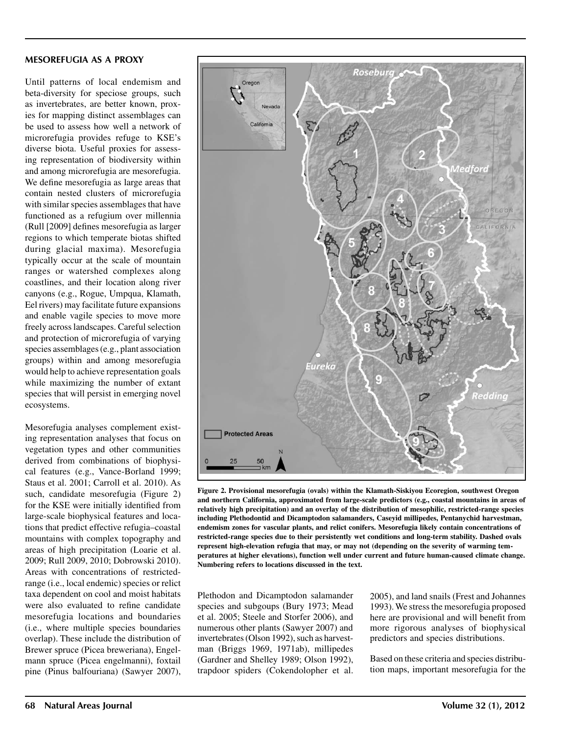## MESOREFUGIA AS A PROXY

Until patterns of local endemism and beta-diversity for speciose groups, such as invertebrates, are better known, proxies for mapping distinct assemblages can be used to assess how well a network of microrefugia provides refuge to KSE's diverse biota. Useful proxies for assessing representation of biodiversity within and among microrefugia are mesorefugia. We define mesorefugia as large areas that contain nested clusters of microrefugia with similar species assemblages that have functioned as a refugium over millennia (Rull [2009] defines mesorefugia as larger regions to which temperate biotas shifted during glacial maxima). Mesorefugia typically occur at the scale of mountain ranges or watershed complexes along coastlines, and their location along river canyons (e.g., Rogue, Umpqua, Klamath, Eel rivers) may facilitate future expansions and enable vagile species to move more freely across landscapes. Careful selection and protection of microrefugia of varying species assemblages (e.g., plant association groups) within and among mesorefugia would help to achieve representation goals while maximizing the number of extant species that will persist in emerging novel ecosystems.

Mesorefugia analyses complement existing representation analyses that focus on vegetation types and other communities derived from combinations of biophysical features (e.g., Vance-Borland 1999; Staus et al. 2001; Carroll et al. 2010). As such, candidate mesorefugia (Figure 2) for the KSE were initially identified from large-scale biophysical features and locations that predict effective refugia–coastal mountains with complex topography and areas of high precipitation (Loarie et al. 2009; Rull 2009, 2010; Dobrowski 2010). Areas with concentrations of restricted-range (i.e., local endemic) species or relict taxa dependent on cool and moist habitats were also evaluated to refine candidate mesorefugia locations and boundaries (i.e., where multiple species boundaries overlap). These include the distribution of Brewer spruce (Picea breweriana), Engelmann spruce (Picea engelmannii), foxtail pine (Pinus balfouriana) (Sawyer 2007), Plethodon and Dicamptodon salamander species and subgoups (Bury 1973; Mead et al. 2005; Steele and Storfer 2006), and numerous other plants (Sawyer 2007) and invertebrates (Olson 1992), such as harvestman (Briggs 1969, 1971ab), millipedes (Gardner and Shelley 1989; Olson 1992), trapdoor spiders (Cokendolopher et al. 2005), and land snails (Frest and Johannes 1993). We stress the mesorefugia proposed here are provisional and will benefit from more rigorous analyses of biophysical predictors and species distributions.

**Figure 2. Provisional mesorefugia (ovals) within the Klamath-Siskiyou Ecoregion, southwest Oregon and northern California, approximated from large-scale predictors (e.g., coastal mountains in areas of relatively high precipitation) and an overlay of the distribution of mesophilic, restricted-range species including Plethodontid and Dicamptodon salamanders, Caseyid millipedes, Pentanychid harvestman, endemism zones for vascular plants, and relict conifers. Mesorefugia likely contain concentrations of restricted-range species due to their persistently wet conditions and long-term stability. Dashed ovals represent high-elevation refugia that may, or may not (depending on the severity of warming temperatures at higher elevations), function well under current and future human-caused climate change. Numbering refers to locations discussed in the text.**

Based on these criteria and species distribution maps, important mesorefugia for the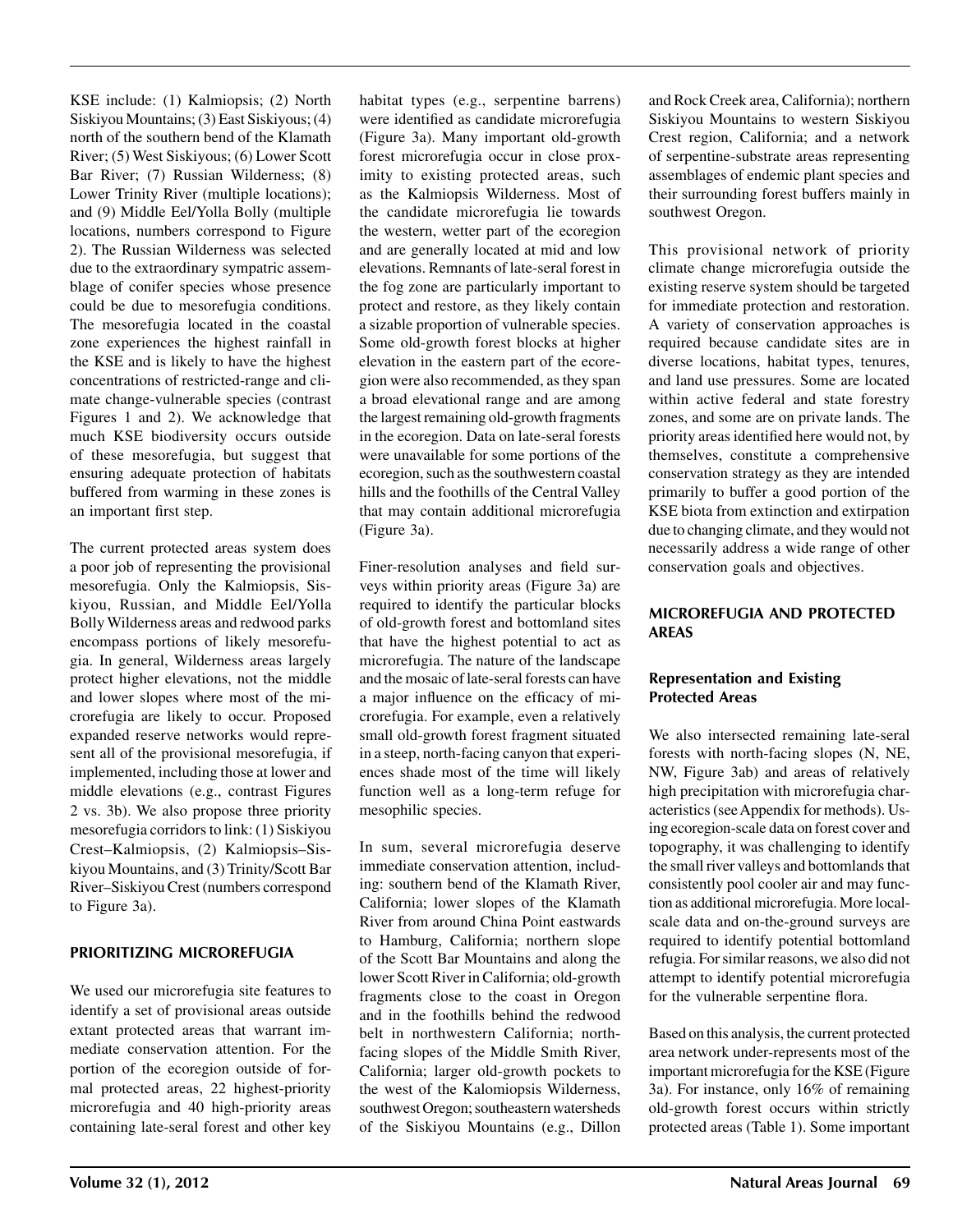KSE include: (1) Kalmiopsis; (2) North Siskiyou Mountains; (3) East Siskiyous; (4) north of the southern bend of the Klamath River; (5) West Siskiyous; (6) Lower Scott Bar River; (7) Russian Wilderness; (8) Lower Trinity River (multiple locations); and (9) Middle Eel/Yolla Bolly (multiple locations, numbers correspond to Figure 2). The Russian Wilderness was selected due to the extraordinary sympatric assemblage of conifer species whose presence could be due to mesorefugia conditions. The mesorefugia located in the coastal zone experiences the highest rainfall in the KSE and is likely to have the highest concentrations of restricted-range and climate change-vulnerable species (contrast Figures 1 and 2). We acknowledge that much KSE biodiversity occurs outside of these mesorefugia, but suggest that ensuring adequate protection of habitats buffered from warming in these zones is an important first step.

The current protected areas system does a poor job of representing the provisional mesorefugia. Only the Kalmiopsis, Siskiyou, Russian, and Middle Eel/Yolla Bolly Wilderness areas and redwood parks encompass portions of likely mesorefugia. In general, Wilderness areas largely protect higher elevations, not the middle and lower slopes where most of the microrefugia are likely to occur. Proposed expanded reserve networks would represent all of the provisional mesorefugia, if implemented, including those at lower and middle elevations (e.g., contrast Figures 2 vs. 3b). We also propose three priority mesorefugia corridors to link: (1) Siskiyou Crest–Kalmiopsis, (2) Kalmiopsis–Siskiyou Mountains, and (3) Trinity/Scott Bar River–Siskiyou Crest (numbers correspond to Figure 3a).

## PRIORITIZING MICROREFUGIA

We used our microrefugia site features to identify a set of provisional areas outside extant protected areas that warrant immediate conservation attention. For the portion of the ecoregion outside of formal protected areas, 22 highest-priority microrefugia and 40 high-priority areas containing late-seral forest and other key habitat types (e.g., serpentine barrens) were identified as candidate microrefugia (Figure 3a). Many important old-growth forest microrefugia occur in close proximity to existing protected areas, such as the Kalmiopsis Wilderness. Most of the candidate microrefugia lie towards the western, wetter part of the ecoregion and are generally located at mid and low elevations. Remnants of late-seral forest in the fog zone are particularly important to protect and restore, as they likely contain a sizable proportion of vulnerable species. Some old-growth forest blocks at higher elevation in the eastern part of the ecoregion were also recommended, as they span a broad elevational range and are among the largest remaining old-growth fragments in the ecoregion. Data on late-seral forests were unavailable for some portions of the ecoregion, such as the southwestern coastal hills and the foothills of the Central Valley that may contain additional microrefugia (Figure 3a).

Finer-resolution analyses and field surveys within priority areas (Figure 3a) are required to identify the particular blocks of old-growth forest and bottomland sites that have the highest potential to act as microrefugia. The nature of the landscape and the mosaic of late-seral forests can have a major influence on the efficacy of microrefugia. For example, even a relatively small old-growth forest fragment situated in a steep, north-facing canyon that experiences shade most of the time will likely function well as a long-term refuge for mesophilic species.

In sum, several microrefugia deserve immediate conservation attention, including: southern bend of the Klamath River, California; lower slopes of the Klamath River from around China Point eastwards to Hamburg, California; northern slope of the Scott Bar Mountains and along the lower Scott River in California; old-growth fragments close to the coast in Oregon and in the foothills behind the redwood belt in northwestern California; north-facing slopes of the Middle Smith River, California; larger old-growth pockets to the west of the Kalomiopsis Wilderness, southwest Oregon; southeastern watersheds of the Siskiyou Mountains (e.g., Dillon and Rock Creek area, California); northern Siskiyou Mountains to western Siskiyou Crest region, California; and a network of serpentine-substrate areas representing assemblages of endemic plant species and their surrounding forest buffers mainly in southwest Oregon.

This provisional network of priority climate change microrefugia outside the existing reserve system should be targeted for immediate protection and restoration. A variety of conservation approaches is required because candidate sites are in diverse locations, habitat types, tenures, and land use pressures. Some are located within active federal and state forestry zones, and some are on private lands. The priority areas identified here would not, by themselves, constitute a comprehensive conservation strategy as they are intended primarily to buffer a good portion of the KSE biota from extinction and extirpation due to changing climate, and they would not necessarily address a wide range of other conservation goals and objectives.

## MICROREFUGIA AND PROTECTED AREAS

### Representation and Existing Protected Areas

We also intersected remaining late-seral forests with north-facing slopes (N, NE, NW, Figure 3ab) and areas of relatively high precipitation with microrefugia characteristics (see Appendix for methods). Using ecoregion-scale data on forest cover and topography, it was challenging to identify the small river valleys and bottomlands that consistently pool cooler air and may function as additional microrefugia. More local-scale data and on-the-ground surveys are required to identify potential bottomland refugia. For similar reasons, we also did not attempt to identify potential microrefugia for the vulnerable serpentine flora.

Based on this analysis, the current protected area network under-represents most of the important microrefugia for the KSE (Figure 3a). For instance, only 16% of remaining old-growth forest occurs within strictly protected areas (Table 1). Some important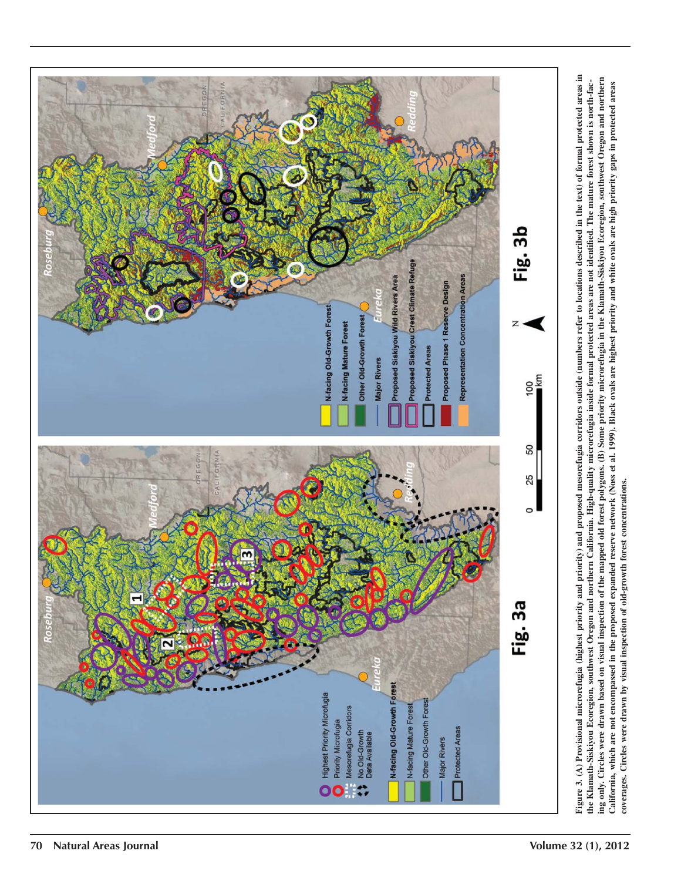Fig. 3a

Highest Priority Microfugia
Priority Microfugia
Mesorefugia Corridors
No Old-Growth Data Available
N-facing Old-Growth Forest
N-facing Mature Forest
Other Old-Growth Forest
Major Rivers
Protected Areas

Roseburg
Medford
Eureka
Redding
OREGON
CALIFORNIA
1
2
3

Fig. 3b

N-facing Old-Growth Forest
N-facing Mature Forest
Other Old-Growth Forest
Major Rivers
Proposed Siskiyou Wild Rivers Area
Proposed Siskiyou Crest Climate Refuge
Protected Areas
Proposed Phase 1 Reserve Design
Representation Concentration Areas

Roseburg
Medford
Eureka
Redding
OREGON
CALIFORNIA

0 25 50 100 km
N

**Figure 3. (A) Provisional microrefugia (highest priority and priority) and proposed mesorefugia corridors outside (numbers refer to locations described in the text) of formal protected areas in the Klamath-Siskiyou Ecoregion, southwest Oregon and northern California. High-quality microrefugia inside formal protected areas are not identified. The mature forest shown is north-facing only. Circles were drawn based on visual inspection of the mapped old forest polygons. (B) Some priority microrefugia in the Klamath-Siskiyou Ecoregion, southwest Oregon and northern California, which are not encompassed in the proposed expanded reserve network (Noss et al. 1999). Black ovals are highest priority and white ovals are high priority gaps in protected areas coverages. Circles were drawn by visual inspection of old-growth forest concentrations.**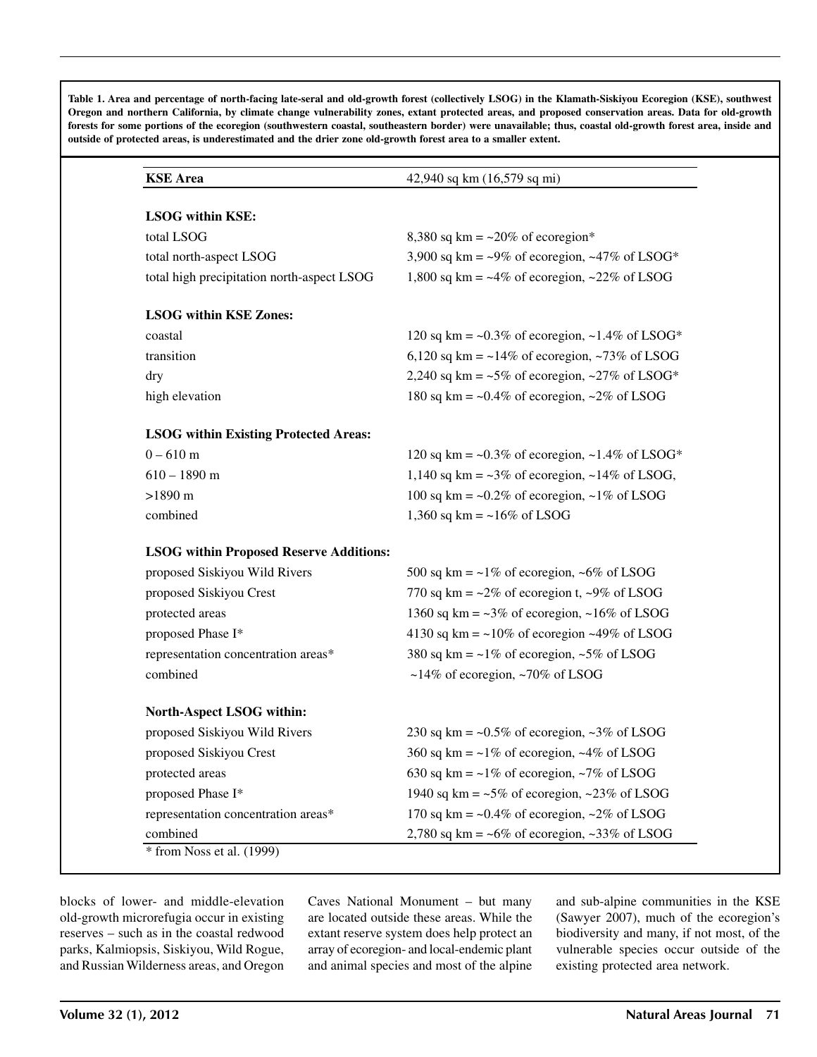**Table 1. Area and percentage of north-facing late-seral and old-growth forest (collectively LSOG) in the Klamath-Siskiyou Ecoregion (KSE), southwest Oregon and northern California, by climate change vulnerability zones, extant protected areas, and proposed conservation areas. Data for old-growth forests for some portions of the ecoregion (southwestern coastal, southeastern border) were unavailable; thus, coastal old-growth forest area, inside and outside of protected areas, is underestimated and the drier zone old-growth forest area to a smaller extent.**

| **KSE Area** | 42,940 sq km (16,579 sq mi) |
|---|---|
| **LSOG within KSE:** | |
| total LSOG | 8,380 sq km = ~20% of ecoregion* |
| total north-aspect LSOG | 3,900 sq km = ~9% of ecoregion, ~47% of LSOG* |
| total high precipitation north-aspect LSOG | 1,800 sq km = ~4% of ecoregion, ~22% of LSOG |
| **LSOG within KSE Zones:** | |
| coastal | 120 sq km = ~0.3% of ecoregion, ~1.4% of LSOG* |
| transition | 6,120 sq km = ~14% of ecoregion, ~73% of LSOG |
| dry | 2,240 sq km = ~5% of ecoregion, ~27% of LSOG* |
| high elevation | 180 sq km = ~0.4% of ecoregion, ~2% of LSOG |
| **LSOG within Existing Protected Areas:** | |
| 0 – 610 m | 120 sq km = ~0.3% of ecoregion, ~1.4% of LSOG* |
| 610 – 1890 m | 1,140 sq km = ~3% of ecoregion, ~14% of LSOG, |
| >1890 m | 100 sq km = ~0.2% of ecoregion, ~1% of LSOG |
| combined | 1,360 sq km = ~16% of LSOG |
| **LSOG within Proposed Reserve Additions:** | |
| proposed Siskiyou Wild Rivers | 500 sq km = ~1% of ecoregion, ~6% of LSOG |
| proposed Siskiyou Crest | 770 sq km = ~2% of ecoregion t, ~9% of LSOG |
| protected areas | 1360 sq km = ~3% of ecoregion, ~16% of LSOG |
| proposed Phase I* | 4130 sq km = ~10% of ecoregion ~49% of LSOG |
| representation concentration areas* | 380 sq km = ~1% of ecoregion, ~5% of LSOG |
| combined | ~14% of ecoregion, ~70% of LSOG |
| **North-Aspect LSOG within:** | |
| proposed Siskiyou Wild Rivers | 230 sq km = ~0.5% of ecoregion, ~3% of LSOG |
| proposed Siskiyou Crest | 360 sq km = ~1% of ecoregion, ~4% of LSOG |
| protected areas | 630 sq km = ~1% of ecoregion, ~7% of LSOG |
| proposed Phase I* | 1940 sq km = ~5% of ecoregion, ~23% of LSOG |
| representation concentration areas* | 170 sq km = ~0.4% of ecoregion, ~2% of LSOG |
| combined | 2,780 sq km = ~6% of ecoregion, ~33% of LSOG |

\* from Noss et al. (1999)

blocks of lower- and middle-elevation old-growth microrefugia occur in existing reserves – such as in the coastal redwood parks, Kalmiopsis, Siskiyou, Wild Rogue, and Russian Wilderness areas, and Oregon Caves National Monument – but many are located outside these areas. While the extant reserve system does help protect an array of ecoregion- and local-endemic plant and animal species and most of the alpine and sub-alpine communities in the KSE (Sawyer 2007), much of the ecoregion's biodiversity and many, if not most, of the vulnerable species occur outside of the existing protected area network.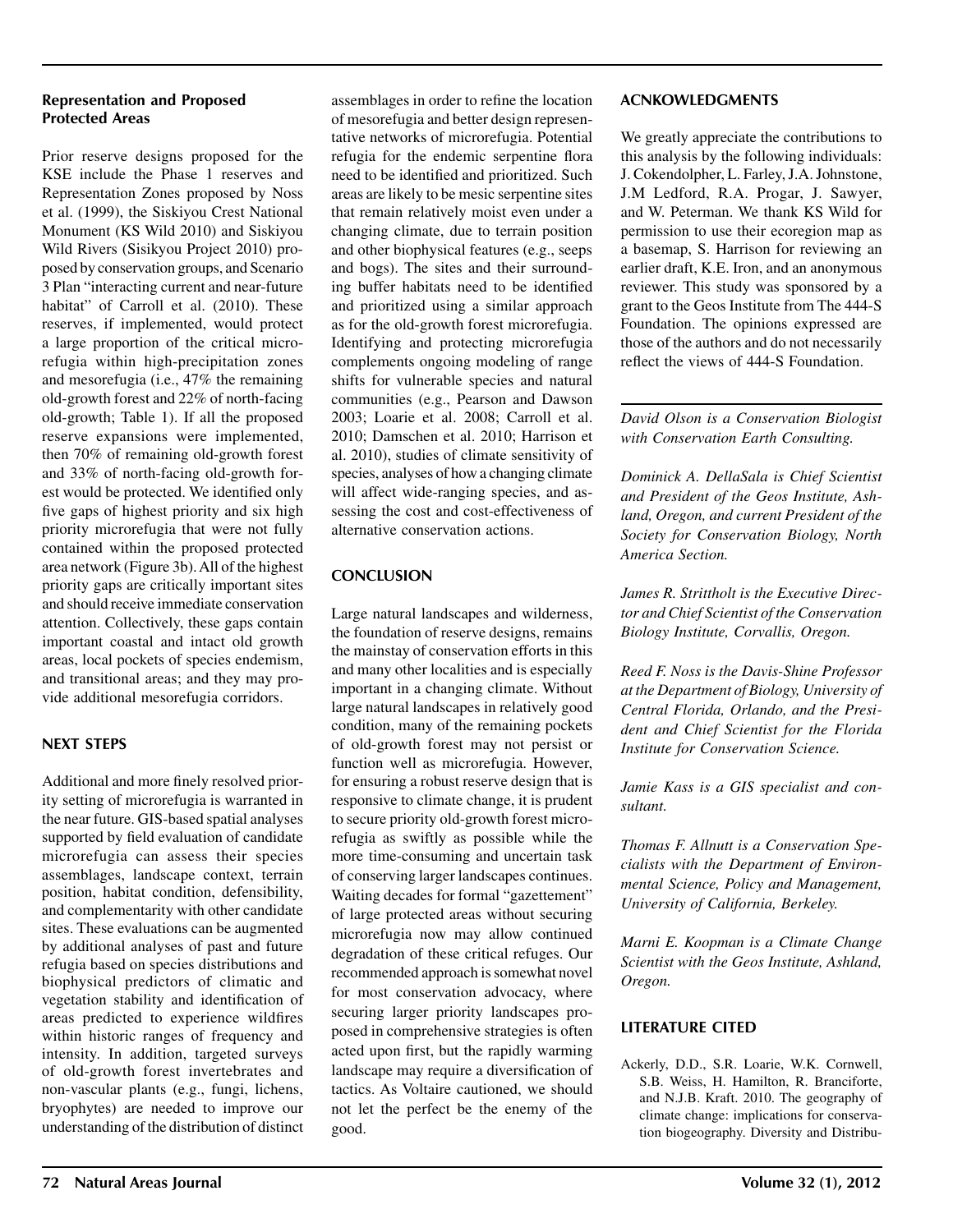### Representation and Proposed Protected Areas

Prior reserve designs proposed for the KSE include the Phase 1 reserves and Representation Zones proposed by Noss et al. (1999), the Siskiyou Crest National Monument (KS Wild 2010) and Siskiyou Wild Rivers (Sisikyou Project 2010) proposed by conservation groups, and Scenario 3 Plan "interacting current and near-future habitat" of Carroll et al. (2010). These reserves, if implemented, would protect a large proportion of the critical microrefugia within high-precipitation zones and mesorefugia (i.e., 47% the remaining old-growth forest and 22% of north-facing old-growth; Table 1). If all the proposed reserve expansions were implemented, then 70% of remaining old-growth forest and 33% of north-facing old-growth forest would be protected. We identified only five gaps of highest priority and six high priority microrefugia that were not fully contained within the proposed protected area network (Figure 3b). All of the highest priority gaps are critically important sites and should receive immediate conservation attention. Collectively, these gaps contain important coastal and intact old growth areas, local pockets of species endemism, and transitional areas; and they may provide additional mesorefugia corridors.

## NEXT STEPS

Additional and more finely resolved priority setting of microrefugia is warranted in the near future. GIS-based spatial analyses supported by field evaluation of candidate microrefugia can assess their species assemblages, landscape context, terrain position, habitat condition, defensibility, and complementarity with other candidate sites. These evaluations can be augmented by additional analyses of past and future refugia based on species distributions and biophysical predictors of climatic and vegetation stability and identification of areas predicted to experience wildfires within historic ranges of frequency and intensity. In addition, targeted surveys of old-growth forest invertebrates and non-vascular plants (e.g., fungi, lichens, bryophytes) are needed to improve our understanding of the distribution of distinct assemblages in order to refine the location of mesorefugia and better design representative networks of microrefugia. Potential refugia for the endemic serpentine flora need to be identified and prioritized. Such areas are likely to be mesic serpentine sites that remain relatively moist even under a changing climate, due to terrain position and other biophysical features (e.g., seeps and bogs). The sites and their surrounding buffer habitats need to be identified and prioritized using a similar approach as for the old-growth forest microrefugia. Identifying and protecting microrefugia complements ongoing modeling of range shifts for vulnerable species and natural communities (e.g., Pearson and Dawson 2003; Loarie et al. 2008; Carroll et al. 2010; Damschen et al. 2010; Harrison et al. 2010), studies of climate sensitivity of species, analyses of how a changing climate will affect wide-ranging species, and assessing the cost and cost-effectiveness of alternative conservation actions.

## CONCLUSION

Large natural landscapes and wilderness, the foundation of reserve designs, remains the mainstay of conservation efforts in this and many other localities and is especially important in a changing climate. Without large natural landscapes in relatively good condition, many of the remaining pockets of old-growth forest may not persist or function well as microrefugia. However, for ensuring a robust reserve design that is responsive to climate change, it is prudent to secure priority old-growth forest microrefugia as swiftly as possible while the more time-consuming and uncertain task of conserving larger landscapes continues. Waiting decades for formal "gazettement" of large protected areas without securing microrefugia now may allow continued degradation of these critical refuges. Our recommended approach is somewhat novel for most conservation advocacy, where securing larger priority landscapes proposed in comprehensive strategies is often acted upon first, but the rapidly warming landscape may require a diversification of tactics. As Voltaire cautioned, we should not let the perfect be the enemy of the good.

## ACNKOWLEDGMENTS

We greatly appreciate the contributions to this analysis by the following individuals: J. Cokendolpher, L. Farley, J.A. Johnstone, J.M Ledford, R.A. Progar, J. Sawyer, and W. Peterman. We thank KS Wild for permission to use their ecoregion map as a basemap, S. Harrison for reviewing an earlier draft, K.E. Iron, and an anonymous reviewer. This study was sponsored by a grant to the Geos Institute from The 444-S Foundation. The opinions expressed are those of the authors and do not necessarily reflect the views of 444-S Foundation.

*David Olson is a Conservation Biologist with Conservation Earth Consulting.*

*Dominick A. DellaSala is Chief Scientist and President of the Geos Institute, Ashland, Oregon, and current President of the Society for Conservation Biology, North America Section.*

*James R. Strittholt is the Executive Director and Chief Scientist of the Conservation Biology Institute, Corvallis, Oregon.*

*Reed F. Noss is the Davis-Shine Professor at the Department of Biology, University of Central Florida, Orlando, and the President and Chief Scientist for the Florida Institute for Conservation Science.*

*Jamie Kass is a GIS specialist and consultant.*

*Thomas F. Allnutt is a Conservation Specialists with the Department of Environmental Science, Policy and Management, University of California, Berkeley.*

*Marni E. Koopman is a Climate Change Scientist with the Geos Institute, Ashland, Oregon.*

## LITERATURE CITED

Ackerly, D.D., S.R. Loarie, W.K. Cornwell, S.B. Weiss, H. Hamilton, R. Branciforte, and N.J.B. Kraft. 2010. The geography of climate change: implications for conservation biogeography. Diversity and Distribu-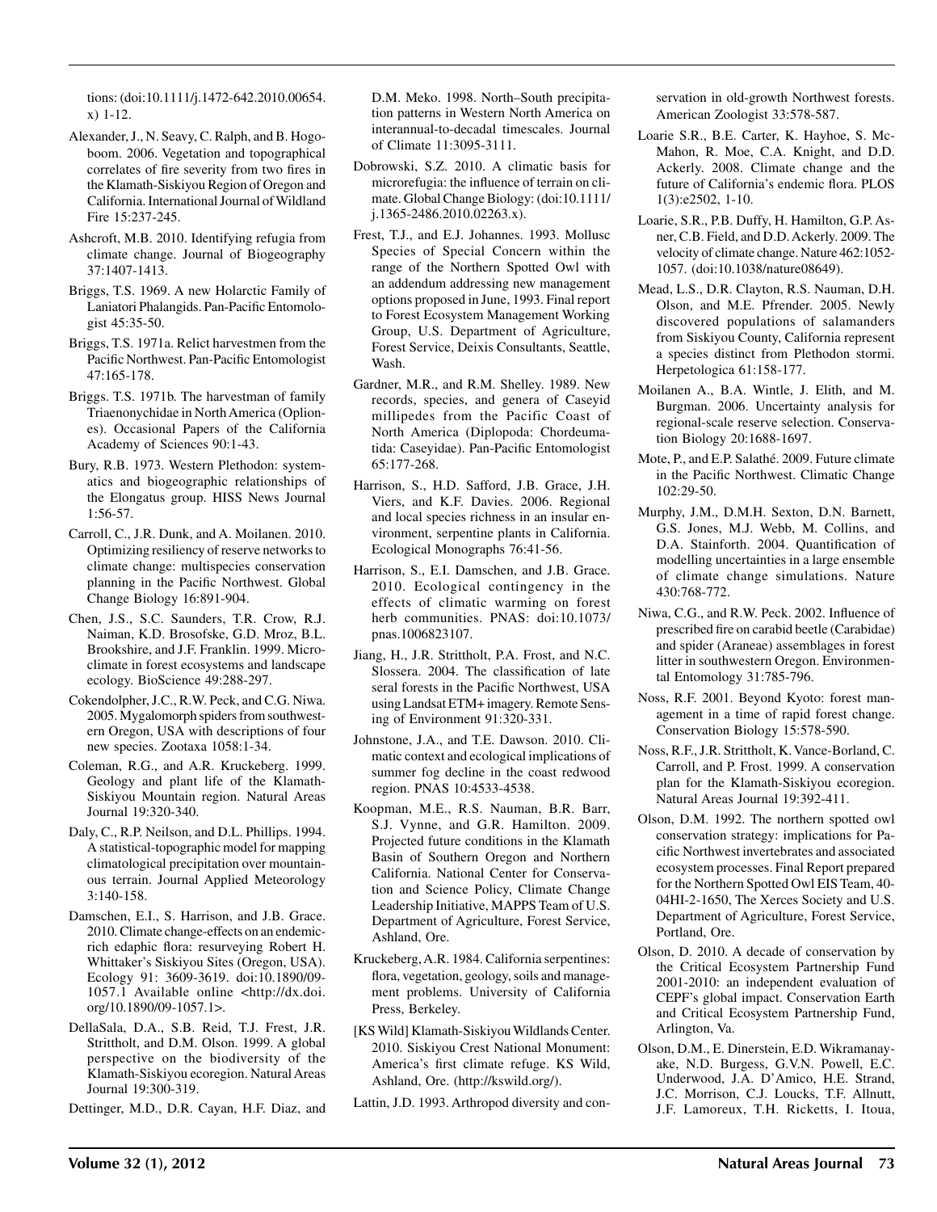tions: (doi:10.1111/j.1472-642.2010.00654.x) 1-12.

Alexander, J., N. Seavy, C. Ralph, and B. Hogoboom. 2006. Vegetation and topographical correlates of fire severity from two fires in the Klamath-Siskiyou Region of Oregon and California. International Journal of Wildland Fire 15:237-245.

Ashcroft, M.B. 2010. Identifying refugia from climate change. Journal of Biogeography 37:1407-1413.

Briggs, T.S. 1969. A new Holarctic Family of Laniatori Phalangids. Pan-Pacific Entomologist 45:35-50.

Briggs, T.S. 1971a. Relict harvestmen from the Pacific Northwest. Pan-Pacific Entomologist 47:165-178.

Briggs. T.S. 1971b. The harvestman of family Triaenonychidae in North America (Opliones). Occasional Papers of the California Academy of Sciences 90:1-43.

Bury, R.B. 1973. Western Plethodon: systematics and biogeographic relationships of the Elongatus group. HISS News Journal 1:56-57.

Carroll, C., J.R. Dunk, and A. Moilanen. 2010. Optimizing resiliency of reserve networks to climate change: multispecies conservation planning in the Pacific Northwest. Global Change Biology 16:891-904.

Chen, J.S., S.C. Saunders, T.R. Crow, R.J. Naiman, K.D. Brosofske, G.D. Mroz, B.L. Brookshire, and J.F. Franklin. 1999. Microclimate in forest ecosystems and landscape ecology. BioScience 49:288-297.

Cokendolpher, J.C., R.W. Peck, and C.G. Niwa. 2005. Mygalomorph spiders from southwestern Oregon, USA with descriptions of four new species. Zootaxa 1058:1-34.

Coleman, R.G., and A.R. Kruckeberg. 1999. Geology and plant life of the Klamath-Siskiyou Mountain region. Natural Areas Journal 19:320-340.

Daly, C., R.P. Neilson, and D.L. Phillips. 1994. A statistical-topographic model for mapping climatological precipitation over mountainous terrain. Journal Applied Meteorology 3:140-158.

Damschen, E.I., S. Harrison, and J.B. Grace. 2010. Climate change-effects on an endemic-rich edaphic flora: resurveying Robert H. Whittaker's Siskiyou Sites (Oregon, USA). Ecology 91: 3609-3619. doi:10.1890/09-1057.1 Available online <http://dx.doi.org/10.1890/09-1057.1>.

DellaSala, D.A., S.B. Reid, T.J. Frest, J.R. Strittholt, and D.M. Olson. 1999. A global perspective on the biodiversity of the Klamath-Siskiyou ecoregion. Natural Areas Journal 19:300-319.

Dettinger, M.D., D.R. Cayan, H.F. Diaz, and D.M. Meko. 1998. North–South precipitation patterns in Western North America on interannual-to-decadal timescales. Journal of Climate 11:3095-3111.

Dobrowski, S.Z. 2010. A climatic basis for microrefugia: the influence of terrain on climate. Global Change Biology: (doi:10.1111/j.1365-2486.2010.02263.x).

Frest, T.J., and E.J. Johannes. 1993. Mollusc Species of Special Concern within the range of the Northern Spotted Owl with an addendum addressing new management options proposed in June, 1993. Final report to Forest Ecosystem Management Working Group, U.S. Department of Agriculture, Forest Service, Deixis Consultants, Seattle, Wash.

Gardner, M.R., and R.M. Shelley. 1989. New records, species, and genera of Caseyid millipedes from the Pacific Coast of North America (Diplopoda: Chordeumatida: Caseyidae). Pan-Pacific Entomologist 65:177-268.

Harrison, S., H.D. Safford, J.B. Grace, J.H. Viers, and K.F. Davies. 2006. Regional and local species richness in an insular environment, serpentine plants in California. Ecological Monographs 76:41-56.

Harrison, S., E.I. Damschen, and J.B. Grace. 2010. Ecological contingency in the effects of climatic warming on forest herb communities. PNAS: doi:10.1073/pnas.1006823107.

Jiang, H., J.R. Strittholt, P.A. Frost, and N.C. Slossera. 2004. The classification of late seral forests in the Pacific Northwest, USA using Landsat ETM+ imagery. Remote Sensing of Environment 91:320-331.

Johnstone, J.A., and T.E. Dawson. 2010. Climatic context and ecological implications of summer fog decline in the coast redwood region. PNAS 10:4533-4538.

Koopman, M.E., R.S. Nauman, B.R. Barr, S.J. Vynne, and G.R. Hamilton. 2009. Projected future conditions in the Klamath Basin of Southern Oregon and Northern California. National Center for Conservation and Science Policy, Climate Change Leadership Initiative, MAPPS Team of U.S. Department of Agriculture, Forest Service, Ashland, Ore.

Kruckeberg, A.R. 1984. California serpentines: flora, vegetation, geology, soils and management problems. University of California Press, Berkeley.

[KS Wild] Klamath-Siskiyou Wildlands Center. 2010. Siskiyou Crest National Monument: America's first climate refuge. KS Wild, Ashland, Ore. (http://kswild.org/).

Lattin, J.D. 1993. Arthropod diversity and conservation in old-growth Northwest forests. American Zoologist 33:578-587.

Loarie S.R., B.E. Carter, K. Hayhoe, S. McMahon, R. Moe, C.A. Knight, and D.D. Ackerly. 2008. Climate change and the future of California's endemic flora. PLOS 1(3):e2502, 1-10.

Loarie, S.R., P.B. Duffy, H. Hamilton, G.P. Asner, C.B. Field, and D.D. Ackerly. 2009. The velocity of climate change. Nature 462:1052-1057. (doi:10.1038/nature08649).

Mead, L.S., D.R. Clayton, R.S. Nauman, D.H. Olson, and M.E. Pfrender. 2005. Newly discovered populations of salamanders from Siskiyou County, California represent a species distinct from Plethodon stormi. Herpetologica 61:158-177.

Moilanen A., B.A. Wintle, J. Elith, and M. Burgman. 2006. Uncertainty analysis for regional-scale reserve selection. Conservation Biology 20:1688-1697.

Mote, P., and E.P. Salathé. 2009. Future climate in the Pacific Northwest. Climatic Change 102:29-50.

Murphy, J.M., D.M.H. Sexton, D.N. Barnett, G.S. Jones, M.J. Webb, M. Collins, and D.A. Stainforth. 2004. Quantification of modelling uncertainties in a large ensemble of climate change simulations. Nature 430:768-772.

Niwa, C.G., and R.W. Peck. 2002. Influence of prescribed fire on carabid beetle (Carabidae) and spider (Araneae) assemblages in forest litter in southwestern Oregon. Environmental Entomology 31:785-796.

Noss, R.F. 2001. Beyond Kyoto: forest management in a time of rapid forest change. Conservation Biology 15:578-590.

Noss, R.F., J.R. Strittholt, K. Vance-Borland, C. Carroll, and P. Frost. 1999. A conservation plan for the Klamath-Siskiyou ecoregion. Natural Areas Journal 19:392-411.

Olson, D.M. 1992. The northern spotted owl conservation strategy: implications for Pacific Northwest invertebrates and associated ecosystem processes. Final Report prepared for the Northern Spotted Owl EIS Team, 40-04HI-2-1650, The Xerces Society and U.S. Department of Agriculture, Forest Service, Portland, Ore.

Olson, D. 2010. A decade of conservation by the Critical Ecosystem Partnership Fund 2001-2010: an independent evaluation of CEPF's global impact. Conservation Earth and Critical Ecosystem Partnership Fund, Arlington, Va.

Olson, D.M., E. Dinerstein, E.D. Wikramanayake, N.D. Burgess, G.V.N. Powell, E.C. Underwood, J.A. D'Amico, H.E. Strand, J.C. Morrison, C.J. Loucks, T.F. Allnutt, J.F. Lamoreux, T.H. Ricketts, I. Itoua,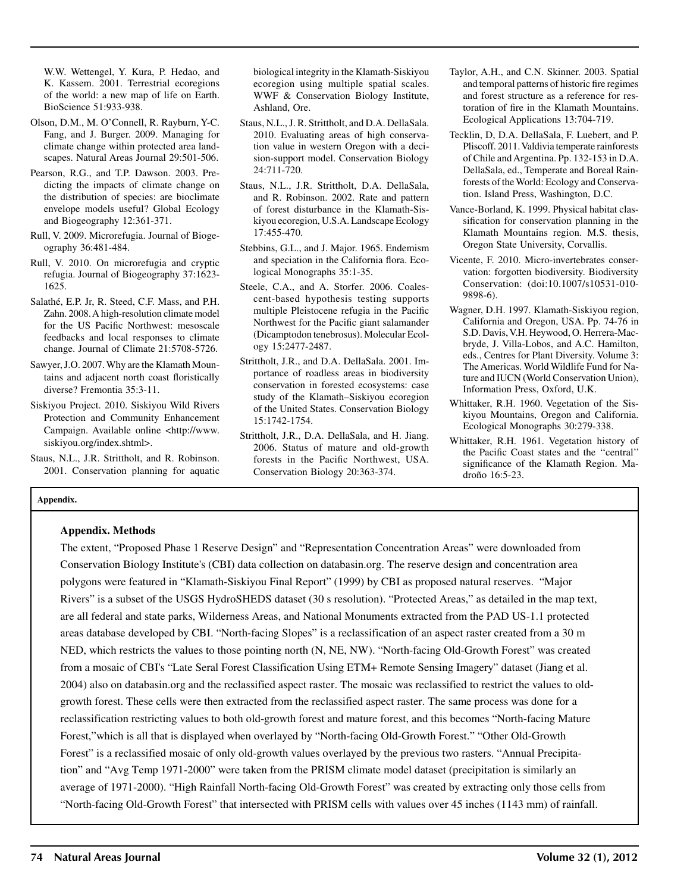W.W. Wettengel, Y. Kura, P. Hedao, and K. Kassem. 2001. Terrestrial ecoregions of the world: a new map of life on Earth. BioScience 51:933-938.

Olson, D.M., M. O'Connell, R. Rayburn, Y-C. Fang, and J. Burger. 2009. Managing for climate change within protected area landscapes. Natural Areas Journal 29:501-506.

Pearson, R.G., and T.P. Dawson. 2003. Predicting the impacts of climate change on the distribution of species: are bioclimate envelope models useful? Global Ecology and Biogeography 12:361-371.

Rull, V. 2009. Microrefugia. Journal of Biogeography 36:481-484.

Rull, V. 2010. On microrefugia and cryptic refugia. Journal of Biogeography 37:1623-1625.

Salathé, E.P. Jr, R. Steed, C.F. Mass, and P.H. Zahn. 2008. A high-resolution climate model for the US Pacific Northwest: mesoscale feedbacks and local responses to climate change. Journal of Climate 21:5708-5726.

Sawyer, J.O. 2007. Why are the Klamath Mountains and adjacent north coast floristically diverse? Fremontia 35:3-11.

Siskiyou Project. 2010. Siskiyou Wild Rivers Protection and Community Enhancement Campaign. Available online <http://www.siskiyou.org/index.shtml>.

Staus, N.L., J.R. Strittholt, and R. Robinson. 2001. Conservation planning for aquatic biological integrity in the Klamath-Siskiyou ecoregion using multiple spatial scales. WWF & Conservation Biology Institute, Ashland, Ore.

Staus, N.L., J. R. Strittholt, and D.A. DellaSala. 2010. Evaluating areas of high conservation value in western Oregon with a decision-support model. Conservation Biology 24:711-720.

Staus, N.L., J.R. Strittholt, D.A. DellaSala, and R. Robinson. 2002. Rate and pattern of forest disturbance in the Klamath-Siskiyou ecoregion, U.S.A. Landscape Ecology 17:455-470.

Stebbins, G.L., and J. Major. 1965. Endemism and speciation in the California flora. Ecological Monographs 35:1-35.

Steele, C.A., and A. Storfer. 2006. Coalescent-based hypothesis testing supports multiple Pleistocene refugia in the Pacific Northwest for the Pacific giant salamander (Dicamptodon tenebrosus). Molecular Ecology 15:2477-2487.

Strittholt, J.R., and D.A. DellaSala. 2001. Importance of roadless areas in biodiversity conservation in forested ecosystems: case study of the Klamath–Siskiyou ecoregion of the United States. Conservation Biology 15:1742-1754.

Strittholt, J.R., D.A. DellaSala, and H. Jiang. 2006. Status of mature and old-growth forests in the Pacific Northwest, USA. Conservation Biology 20:363-374.

Taylor, A.H., and C.N. Skinner. 2003. Spatial and temporal patterns of historic fire regimes and forest structure as a reference for restoration of fire in the Klamath Mountains. Ecological Applications 13:704-719.

Tecklin, D, D.A. DellaSala, F. Luebert, and P. Pliscoff. 2011. Valdivia temperate rainforests of Chile and Argentina. Pp. 132-153 in D.A. DellaSala, ed., Temperate and Boreal Rainforests of the World: Ecology and Conservation. Island Press, Washington, D.C.

Vance-Borland, K. 1999. Physical habitat classification for conservation planning in the Klamath Mountains region. M.S. thesis, Oregon State University, Corvallis.

Vicente, F. 2010. Micro-invertebrates conservation: forgotten biodiversity. Biodiversity Conservation: (doi:10.1007/s10531-010-9898-6).

Wagner, D.H. 1997. Klamath-Siskiyou region, California and Oregon, USA. Pp. 74-76 in S.D. Davis, V.H. Heywood, O. Herrera-Macbryde, J. Villa-Lobos, and A.C. Hamilton, eds., Centres for Plant Diversity. Volume 3: The Americas. World Wildlife Fund for Nature and IUCN (World Conservation Union), Information Press, Oxford, U.K.

Whittaker, R.H. 1960. Vegetation of the Siskiyou Mountains, Oregon and California. Ecological Monographs 30:279-338.

Whittaker, R.H. 1961. Vegetation history of the Pacific Coast states and the ''central'' significance of the Klamath Region. Madroño 16:5-23.

**Appendix.**

### Appendix. Methods

The extent, "Proposed Phase 1 Reserve Design" and "Representation Concentration Areas" were downloaded from Conservation Biology Institute's (CBI) data collection on databasin.org. The reserve design and concentration area polygons were featured in "Klamath-Siskiyou Final Report" (1999) by CBI as proposed natural reserves. "Major Rivers" is a subset of the USGS HydroSHEDS dataset (30 s resolution). "Protected Areas," as detailed in the map text, are all federal and state parks, Wilderness Areas, and National Monuments extracted from the PAD US-1.1 protected areas database developed by CBI. "North-facing Slopes" is a reclassification of an aspect raster created from a 30 m NED, which restricts the values to those pointing north (N, NE, NW). "North-facing Old-Growth Forest" was created from a mosaic of CBI's "Late Seral Forest Classification Using ETM+ Remote Sensing Imagery" dataset (Jiang et al. 2004) also on databasin.org and the reclassified aspect raster. The mosaic was reclassified to restrict the values to old-growth forest. These cells were then extracted from the reclassified aspect raster. The same process was done for a reclassification restricting values to both old-growth forest and mature forest, and this becomes "North-facing Mature Forest,"which is all that is displayed when overlayed by "North-facing Old-Growth Forest." "Other Old-Growth Forest" is a reclassified mosaic of only old-growth values overlayed by the previous two rasters. "Annual Precipitation" and "Avg Temp 1971-2000" were taken from the PRISM climate model dataset (precipitation is similarly an average of 1971-2000). "High Rainfall North-facing Old-Growth Forest" was created by extracting only those cells from "North-facing Old-Growth Forest" that intersected with PRISM cells with values over 45 inches (1143 mm) of rainfall.